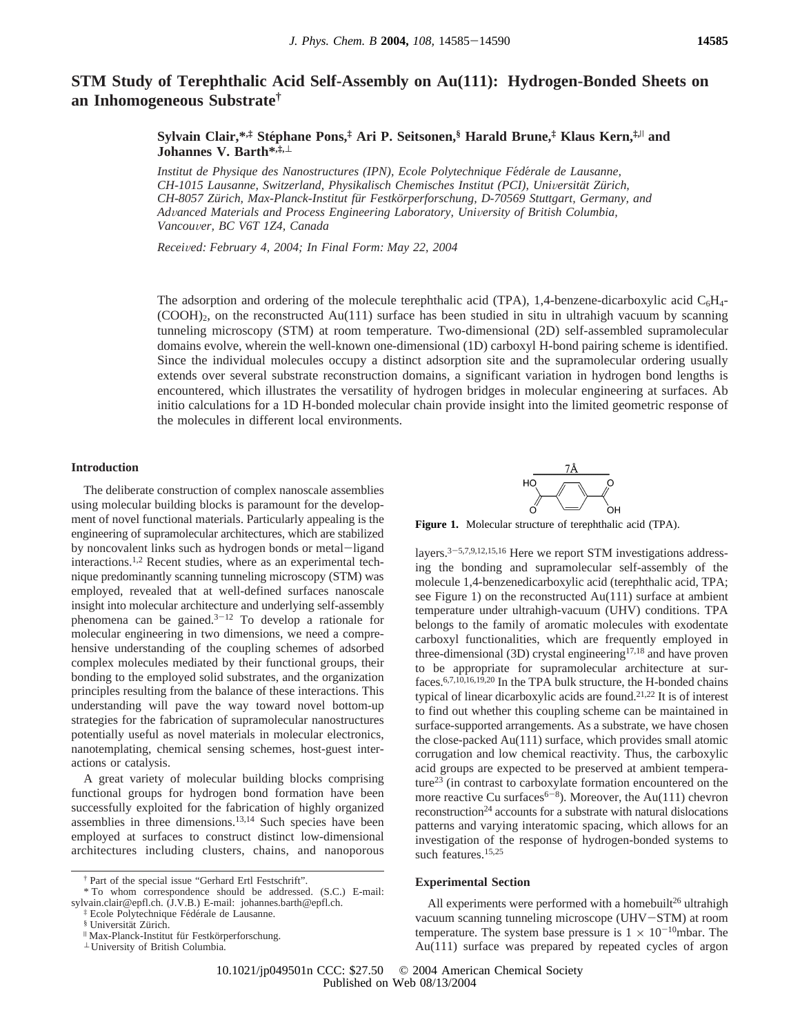# STM Study of Terephthalic Acid Self-Assembly on Au(111): Hydrogen-Bonded Sheets on an Inhomogeneous Substrate[†]

**Sylvain Clair,[*,‡] Stéphane Pons,[‡] Ari P. Seitsonen,[§] Harald Brune,[‡] Klaus Kern,[‡,||] and Johannes V. Barth[*,‡,⊥]**

*Institut de Physique des Nanostructures (IPN), Ecole Polytechnique Fédérale de Lausanne, CH-1015 Lausanne, Switzerland, Physikalisch Chemisches Institut (PCI), Universität Zürich, CH-8057 Zürich, Max-Planck-Institut für Festkörperforschung, D-70569 Stuttgart, Germany, and Advanced Materials and Process Engineering Laboratory, University of British Columbia, Vancouver, BC V6T 1Z4, Canada*

*Received: February 4, 2004; In Final Form: May 22, 2004*

The adsorption and ordering of the molecule terephthalic acid (TPA), 1,4-benzene-dicarboxylic acid $C_6H_4$-$(COOH)_2$, on the reconstructed Au(111) surface has been studied in situ in ultrahigh vacuum by scanning tunneling microscopy (STM) at room temperature. Two-dimensional (2D) self-assembled supramolecular domains evolve, wherein the well-known one-dimensional (1D) carboxyl H-bond pairing scheme is identified. Since the individual molecules occupy a distinct adsorption site and the supramolecular ordering usually extends over several substrate reconstruction domains, a significant variation in hydrogen bond lengths is encountered, which illustrates the versatility of hydrogen bridges in molecular engineering at surfaces. Ab initio calculations for a 1D H-bonded molecular chain provide insight into the limited geometric response of the molecules in different local environments.

## Introduction

The deliberate construction of complex nanoscale assemblies using molecular building blocks is paramount for the development of novel functional materials. Particularly appealing is the engineering of supramolecular architectures, which are stabilized by noncovalent links such as hydrogen bonds or metal−ligand interactions.[1,2] Recent studies, where as an experimental technique predominantly scanning tunneling microscopy (STM) was employed, revealed that at well-defined surfaces nanoscale insight into molecular architecture and underlying self-assembly phenomena can be gained.[3−12] To develop a rationale for molecular engineering in two dimensions, we need a comprehensive understanding of the coupling schemes of adsorbed complex molecules mediated by their functional groups, their bonding to the employed solid substrates, and the organization principles resulting from the balance of these interactions. This understanding will pave the way toward novel bottom-up strategies for the fabrication of supramolecular nanostructures potentially useful as novel materials in molecular electronics, nanotemplating, chemical sensing schemes, host-guest interactions or catalysis.

A great variety of molecular building blocks comprising functional groups for hydrogen bond formation have been successfully exploited for the fabrication of highly organized assemblies in three dimensions.[13,14] Such species have been employed at surfaces to construct distinct low-dimensional architectures including clusters, chains, and nanoporous layers.[3−5,7,9,12,15,16] Here we report STM investigations addressing the bonding and supramolecular self-assembly of the molecule 1,4-benzenedicarboxylic acid (terephthalic acid, TPA; see Figure 1) on the reconstructed Au(111) surface at ambient temperature under ultrahigh-vacuum (UHV) conditions. TPA belongs to the family of aromatic molecules with exodentate carboxyl functionalities, which are frequently employed in three-dimensional (3D) crystal engineering[17,18] and have proven to be appropriate for supramolecular architecture at surfaces.[6,7,10,16,19,20] In the TPA bulk structure, the H-bonded chains typical of linear dicarboxylic acids are found.[21,22] It is of interest to find out whether this coupling scheme can be maintained in surface-supported arrangements. As a substrate, we have chosen the close-packed Au(111) surface, which provides small atomic corrugation and low chemical reactivity. Thus, the carboxylic acid groups are expected to be preserved at ambient temperature[23] (in contrast to carboxylate formation encountered on the more reactive Cu surfaces[6−8]). Moreover, the Au(111) chevron reconstruction[24] accounts for a substrate with natural dislocations patterns and varying interatomic spacing, which allows for an investigation of the response of hydrogen-bonded systems to such features.[15,25]

**Figure 1.** Molecular structure of terephthalic acid (TPA).

## Experimental Section

All experiments were performed with a homebuilt[26] ultrahigh vacuum scanning tunneling microscope (UHV−STM) at room temperature. The system base pressure is $1 \times 10^{-10}$mbar. The Au(111) surface was prepared by repeated cycles of argon

---

[†] Part of the special issue "Gerhard Ertl Festschrift".

[*] To whom correspondence should be addressed. (S.C.) E-mail: sylvain.clair@epfl.ch. (J.V.B.) E-mail: johannes.barth@epfl.ch.

[‡] Ecole Polytechnique Fédérale de Lausanne.

[§] Universität Zürich.

[||] Max-Planck-Institut für Festkörperforschung.

[⊥] University of British Columbia.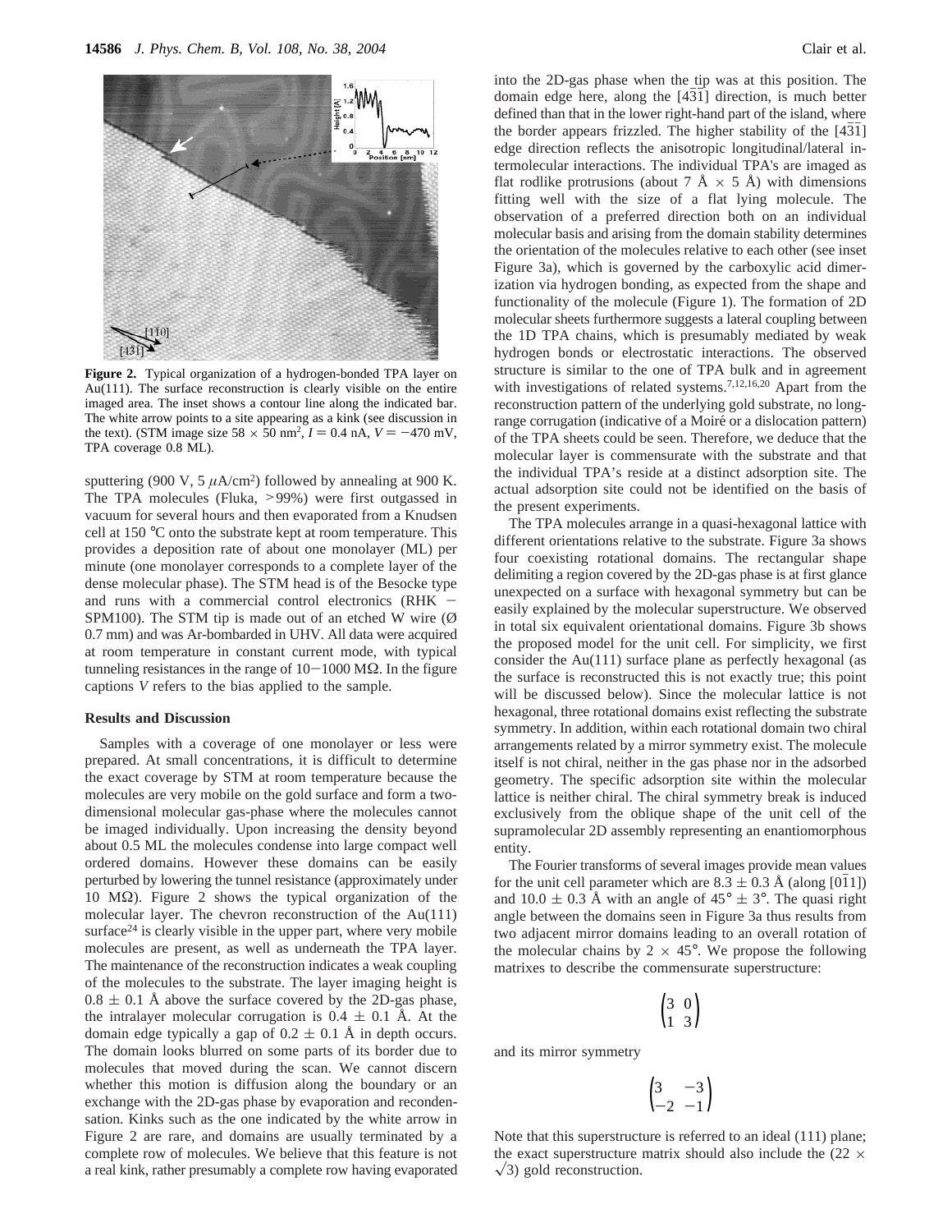**Figure 2.** Typical organization of a hydrogen-bonded TPA layer on Au(111). The surface reconstruction is clearly visible on the entire imaged area. The inset shows a contour line along the indicated bar. The white arrow points to a site appearing as a kink (see discussion in the text). (STM image size 58 × 50 nm², $I = 0.4$ nA, $V = -470$ mV, TPA coverage 0.8 ML).

sputtering (900 V, 5 $\mu$A/cm²) followed by annealing at 900 K. The TPA molecules (Fluka, >99%) were first outgassed in vacuum for several hours and then evaporated from a Knudsen cell at 150 °C onto the substrate kept at room temperature. This provides a deposition rate of about one monolayer (ML) per minute (one monolayer corresponds to a complete layer of the dense molecular phase). The STM head is of the Besocke type and runs with a commercial control electronics (RHK − SPM100). The STM tip is made out of an etched W wire (Ø 0.7 mm) and was Ar-bombarded in UHV. All data were acquired at room temperature in constant current mode, with typical tunneling resistances in the range of 10−1000 MΩ. In the figure captions $V$ refers to the bias applied to the sample.

## Results and Discussion

Samples with a coverage of one monolayer or less were prepared. At small concentrations, it is difficult to determine the exact coverage by STM at room temperature because the molecules are very mobile on the gold surface and form a two-dimensional molecular gas-phase where the molecules cannot be imaged individually. Upon increasing the density beyond about 0.5 ML the molecules condense into large compact well ordered domains. However these domains can be easily perturbed by lowering the tunnel resistance (approximately under 10 MΩ). Figure 2 shows the typical organization of the molecular layer. The chevron reconstruction of the Au(111) surface[24] is clearly visible in the upper part, where very mobile molecules are present, as well as underneath the TPA layer. The maintenance of the reconstruction indicates a weak coupling of the molecules to the substrate. The layer imaging height is 0.8 ± 0.1 Å above the surface covered by the 2D-gas phase, the intralayer molecular corrugation is 0.4 ± 0.1 Å. At the domain edge typically a gap of 0.2 ± 0.1 Å in depth occurs. The domain looks blurred on some parts of its border due to molecules that moved during the scan. We cannot discern whether this motion is diffusion along the boundary or an exchange with the 2D-gas phase by evaporation and recondensation. Kinks such as the one indicated by the white arrow in Figure 2 are rare, and domains are usually terminated by a complete row of molecules. We believe that this feature is not a real kink, rather presumably a complete row having evaporated into the 2D-gas phase when the tip was at this position. The domain edge here, along the $[4\bar{3}\bar{1}]$ direction, is much better defined than that in the lower right-hand part of the island, where the border appears frizzled. The higher stability of the $[4\bar{3}\bar{1}]$ edge direction reflects the anisotropic longitudinal/lateral intermolecular interactions. The individual TPA's are imaged as flat rodlike protrusions (about 7 Å × 5 Å) with dimensions fitting well with the size of a flat lying molecule. The observation of a preferred direction both on an individual molecular basis and arising from the domain stability determines the orientation of the molecules relative to each other (see inset Figure 3a), which is governed by the carboxylic acid dimerization via hydrogen bonding, as expected from the shape and functionality of the molecule (Figure 1). The formation of 2D molecular sheets furthermore suggests a lateral coupling between the 1D TPA chains, which is presumably mediated by weak hydrogen bonds or electrostatic interactions. The observed structure is similar to the one of TPA bulk and in agreement with investigations of related systems.[7,12,16,20] Apart from the reconstruction pattern of the underlying gold substrate, no long-range corrugation (indicative of a Moiré or a dislocation pattern) of the TPA sheets could be seen. Therefore, we deduce that the molecular layer is commensurate with the substrate and that the individual TPA's reside at a distinct adsorption site. The actual adsorption site could not be identified on the basis of the present experiments.

The TPA molecules arrange in a quasi-hexagonal lattice with different orientations relative to the substrate. Figure 3a shows four coexisting rotational domains. The rectangular shape delimiting a region covered by the 2D-gas phase is at first glance unexpected on a surface with hexagonal symmetry but can be easily explained by the molecular superstructure. We observed in total six equivalent orientational domains. Figure 3b shows the proposed model for the unit cell. For simplicity, we first consider the Au(111) surface plane as perfectly hexagonal (as the surface is reconstructed this is not exactly true; this point will be discussed below). Since the molecular lattice is not hexagonal, three rotational domains exist reflecting the substrate symmetry. In addition, within each rotational domain two chiral arrangements related by a mirror symmetry exist. The molecule itself is not chiral, neither in the gas phase nor in the adsorbed geometry. The specific adsorption site within the molecular lattice is neither chiral. The chiral symmetry break is induced exclusively from the oblique shape of the unit cell of the supramolecular 2D assembly representing an enantiomorphous entity.

The Fourier transforms of several images provide mean values for the unit cell parameter which are 8.3 ± 0.3 Å (along $[0\bar{1}1]$) and 10.0 ± 0.3 Å with an angle of 45° ± 3°. The quasi right angle between the domains seen in Figure 3a thus results from two adjacent mirror domains leading to an overall rotation of the molecular chains by 2 × 45°. We propose the following matrixes to describe the commensurate superstructure:

$$\begin{pmatrix} 3 & 0 \\ 1 & 3 \end{pmatrix}$$

and its mirror symmetry

$$\begin{pmatrix} 3 & -3 \\ -2 & -1 \end{pmatrix}$$

Note that this superstructure is referred to an ideal (111) plane; the exact superstructure matrix should also include the $(22 \times \sqrt{3})$ gold reconstruction.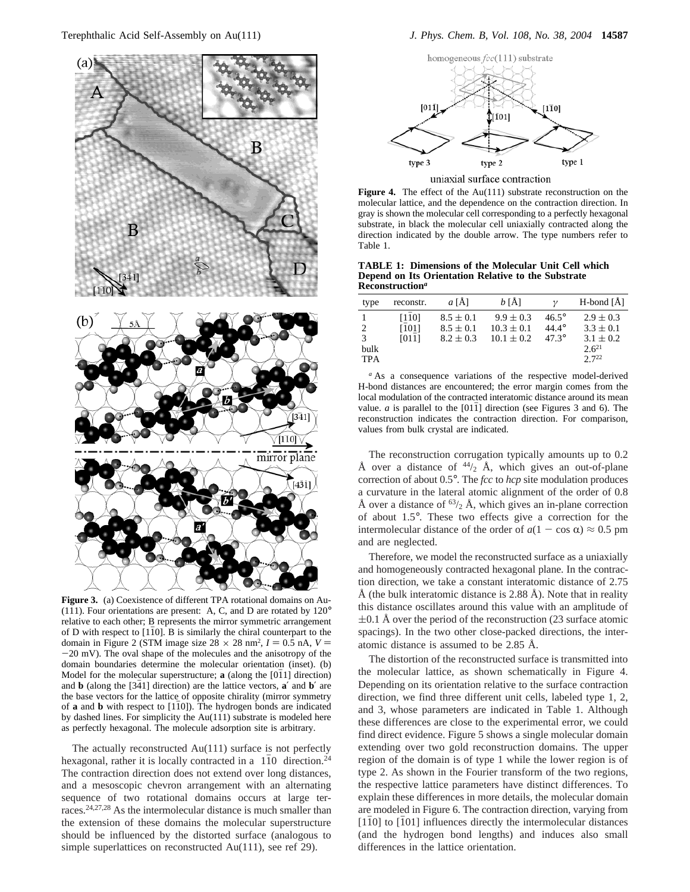**Figure 3.** (a) Coexistence of different TPA rotational domains on Au(111). Four orientations are present: A, C, and D are rotated by 120° relative to each other; B represents the mirror symmetric arrangement of D with respect to [1$\bar{1}$0]. B is similarly the chiral counterpart to the domain in Figure 2 (STM image size 28 × 28 nm$^2$, $I = 0.5$ nA, $V = -20$ mV). The oval shape of the molecules and the anisotropy of the domain boundaries determine the molecular orientation (inset). (b) Model for the molecular superstructure; **a** (along the [01$\bar{1}$] direction) and **b** (along the [3$\bar{4}$1] direction) are the lattice vectors, **a**′ and **b**′ are the base vectors for the lattice of opposite chirality (mirror symmetry of **a** and **b** with respect to [1$\bar{1}$0]). The hydrogen bonds are indicated by dashed lines. For simplicity the Au(111) substrate is modeled here as perfectly hexagonal. The molecule adsorption site is arbitrary.

The actually reconstructed Au(111) surface is not perfectly hexagonal, rather it is locally contracted in a ⟨1$\bar{1}$0⟩ direction.[24] The contraction direction does not extend over long distances, and a mesoscopic chevron arrangement with an alternating sequence of two rotational domains occurs at large terraces.[24,27,28] As the intermolecular distance is much smaller than the extension of these domains the molecular superstructure should be influenced by the distorted surface (analogous to simple superlattices on reconstructed Au(111), see ref 29).

**Figure 4.** The effect of the Au(111) substrate reconstruction on the molecular lattice, and the dependence on the contraction direction. In gray is shown the molecular cell corresponding to a perfectly hexagonal substrate, in black the molecular cell uniaxially contracted along the direction indicated by the double arrow. The type numbers refer to Table 1.

**TABLE 1: Dimensions of the Molecular Unit Cell which Depend on Its Orientation Relative to the Substrate Reconstruction**[a]

| type | reconstr. | $a$ [Å] | $b$ [Å] | $\gamma$ | H-bond [Å] |
|---|---|---|---|---|---|
| 1 | [1$\bar{1}$0] | 8.5 ± 0.1 | 9.9 ± 0.3 | 46.5° | 2.9 ± 0.3 |
| 2 | [$\bar{1}$01] | 8.5 ± 0.1 | 10.3 ± 0.1 | 44.4° | 3.3 ± 0.1 |
| 3 | [01$\bar{1}$] | 8.2 ± 0.3 | 10.1 ± 0.2 | 47.3° | 3.1 ± 0.2 |
| bulk | | | | | 2.6[21] |
| TPA | | | | | 2.7[22] |

[a] As a consequence variations of the respective model-derived H-bond distances are encountered; the error margin comes from the local modulation of the contracted interatomic distance around its mean value. $a$ is parallel to the [01$\bar{1}$] direction (see Figures 3 and 6). The reconstruction indicates the contraction direction. For comparison, values from bulk crystal are indicated.

The reconstruction corrugation typically amounts up to 0.2 Å over a distance of $^{44}/_{2}$ Å, which gives an out-of-plane correction of about 0.5°. The *fcc* to *hcp* site modulation produces a curvature in the lateral atomic alignment of the order of 0.8 Å over a distance of $^{63}/_{2}$ Å, which gives an in-plane correction of about 1.5°. These two effects give a correction for the intermolecular distance of the order of $a(1 - \cos \alpha) \approx 0.5$ pm and are neglected.

Therefore, we model the reconstructed surface as a uniaxially and homogeneously contracted hexagonal plane. In the contraction direction, we take a constant interatomic distance of 2.75 Å (the bulk interatomic distance is 2.88 Å). Note that in reality this distance oscillates around this value with an amplitude of ±0.1 Å over the period of the reconstruction (23 surface atomic spacings). In the two other close-packed directions, the interatomic distance is assumed to be 2.85 Å.

The distortion of the reconstructed surface is transmitted into the molecular lattice, as shown schematically in Figure 4. Depending on its orientation relative to the surface contraction direction, we find three different unit cells, labeled type 1, 2, and 3, whose parameters are indicated in Table 1. Although these differences are close to the experimental error, we could find direct evidence. Figure 5 shows a single molecular domain extending over two gold reconstruction domains. The upper region of the domain is of type 1 while the lower region is of type 2. As shown in the Fourier transform of the two regions, the respective lattice parameters have distinct differences. To explain these differences in more details, the molecular domain are modeled in Figure 6. The contraction direction, varying from [1$\bar{1}$0] to [$\bar{1}$01] influences directly the intermolecular distances (and the hydrogen bond lengths) and induces also small differences in the lattice orientation.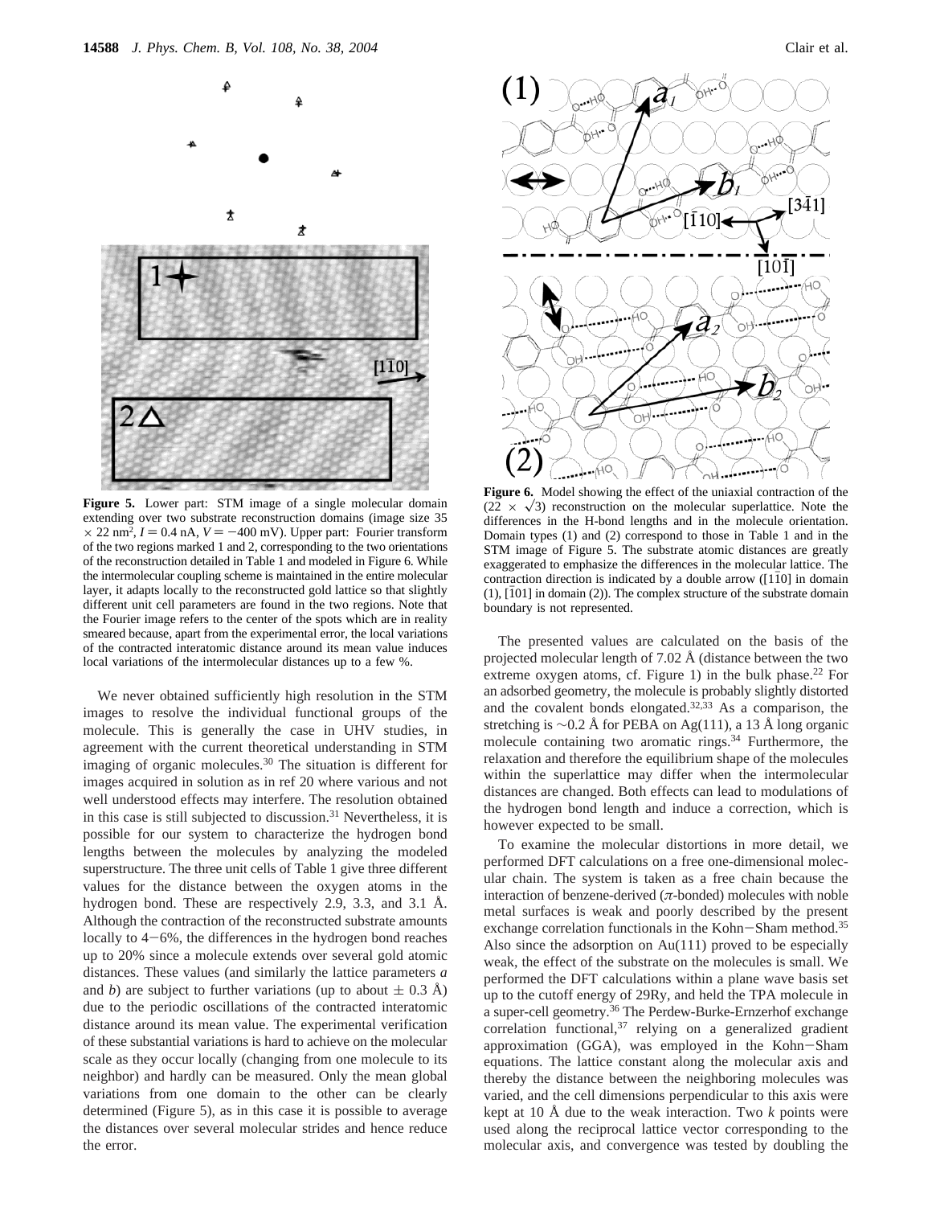**Figure 5.** Lower part: STM image of a single molecular domain extending over two substrate reconstruction domains (image size 35 × 22 nm$^2$, $I = 0.4$ nA, $V = -400$ mV). Upper part: Fourier transform of the two regions marked 1 and 2, corresponding to the two orientations of the reconstruction detailed in Table 1 and modeled in Figure 6. While the intermolecular coupling scheme is maintained in the entire molecular layer, it adapts locally to the reconstructed gold lattice so that slightly different unit cell parameters are found in the two regions. Note that the Fourier image refers to the center of the spots which are in reality smeared because, apart from the experimental error, the local variations of the contracted interatomic distance around its mean value induces local variations of the intermolecular distances up to a few %.

We never obtained sufficiently high resolution in the STM images to resolve the individual functional groups of the molecule. This is generally the case in UHV studies, in agreement with the current theoretical understanding in STM imaging of organic molecules.[30] The situation is different for images acquired in solution as in ref 20 where various and not well understood effects may interfere. The resolution obtained in this case is still subjected to discussion.[31] Nevertheless, it is possible for our system to characterize the hydrogen bond lengths between the molecules by analyzing the modeled superstructure. The three unit cells of Table 1 give three different values for the distance between the oxygen atoms in the hydrogen bond. These are respectively 2.9, 3.3, and 3.1 Å. Although the contraction of the reconstructed substrate amounts locally to 4−6%, the differences in the hydrogen bond reaches up to 20% since a molecule extends over several gold atomic distances. These values (and similarly the lattice parameters *a* and *b*) are subject to further variations (up to about ± 0.3 Å) due to the periodic oscillations of the contracted interatomic distance around its mean value. The experimental verification of these substantial variations is hard to achieve on the molecular scale as they occur locally (changing from one molecule to its neighbor) and hardly can be measured. Only the mean global variations from one domain to the other can be clearly determined (Figure 5), as in this case it is possible to average the distances over several molecular strides and hence reduce the error.

**Figure 6.** Model showing the effect of the uniaxial contraction of the ($22 \times \sqrt{3}$) reconstruction on the molecular superlattice. Note the differences in the H-bond lengths and in the molecule orientation. Domain types (1) and (2) correspond to those in Table 1 and in the STM image of Figure 5. The substrate atomic distances are greatly exaggerated to emphasize the differences in the molecular lattice. The contraction direction is indicated by a double arrow ([1$\bar{1}$0] in domain (1), [$\bar{1}$01] in domain (2)). The complex structure of the substrate domain boundary is not represented.

The presented values are calculated on the basis of the projected molecular length of 7.02 Å (distance between the two extreme oxygen atoms, cf. Figure 1) in the bulk phase.[22] For an adsorbed geometry, the molecule is probably slightly distorted and the covalent bonds elongated.[32,33] As a comparison, the stretching is ~0.2 Å for PEBA on Ag(111), a 13 Å long organic molecule containing two aromatic rings.[34] Furthermore, the relaxation and therefore the equilibrium shape of the molecules within the superlattice may differ when the intermolecular distances are changed. Both effects can lead to modulations of the hydrogen bond length and induce a correction, which is however expected to be small.

To examine the molecular distortions in more detail, we performed DFT calculations on a free one-dimensional molecular chain. The system is taken as a free chain because the interaction of benzene-derived ($\pi$-bonded) molecules with noble metal surfaces is weak and poorly described by the present exchange correlation functionals in the Kohn−Sham method.[35] Also since the adsorption on Au(111) proved to be especially weak, the effect of the substrate on the molecules is small. We performed the DFT calculations within a plane wave basis set up to the cutoff energy of 29Ry, and held the TPA molecule in a super-cell geometry.[36] The Perdew-Burke-Ernzerhof exchange correlation functional,[37] relying on a generalized gradient approximation (GGA), was employed in the Kohn−Sham equations. The lattice constant along the molecular axis and thereby the distance between the neighboring molecules was varied, and the cell dimensions perpendicular to this axis were kept at 10 Å due to the weak interaction. Two *k* points were used along the reciprocal lattice vector corresponding to the molecular axis, and convergence was tested by doubling the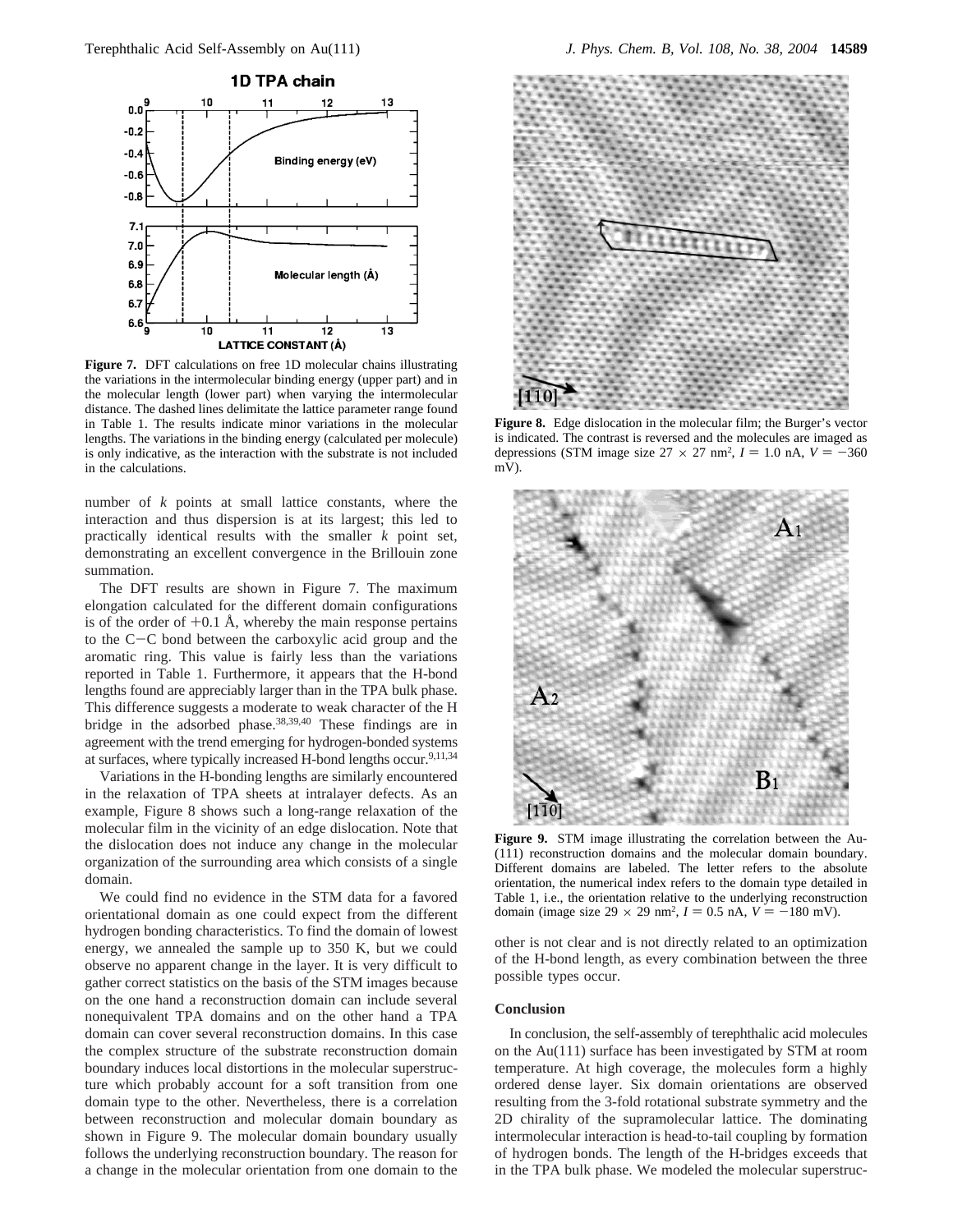**Figure 7.** DFT calculations on free 1D molecular chains illustrating the variations in the intermolecular binding energy (upper part) and in the molecular length (lower part) when varying the intermolecular distance. The dashed lines delimitate the lattice parameter range found in Table 1. The results indicate minor variations in the molecular lengths. The variations in the binding energy (calculated per molecule) is only indicative, as the interaction with the substrate is not included in the calculations.

number of $k$ points at small lattice constants, where the interaction and thus dispersion is at its largest; this led to practically identical results with the smaller $k$ point set, demonstrating an excellent convergence in the Brillouin zone summation.

The DFT results are shown in Figure 7. The maximum elongation calculated for the different domain configurations is of the order of +0.1 Å, whereby the main response pertains to the C−C bond between the carboxylic acid group and the aromatic ring. This value is fairly less than the variations reported in Table 1. Furthermore, it appears that the H-bond lengths found are appreciably larger than in the TPA bulk phase. This difference suggests a moderate to weak character of the H bridge in the adsorbed phase.[38,39,40] These findings are in agreement with the trend emerging for hydrogen-bonded systems at surfaces, where typically increased H-bond lengths occur.[9,11,34]

Variations in the H-bonding lengths are similarly encountered in the relaxation of TPA sheets at intralayer defects. As an example, Figure 8 shows such a long-range relaxation of the molecular film in the vicinity of an edge dislocation. Note that the dislocation does not induce any change in the molecular organization of the surrounding area which consists of a single domain.

We could find no evidence in the STM data for a favored orientational domain as one could expect from the different hydrogen bonding characteristics. To find the domain of lowest energy, we annealed the sample up to 350 K, but we could observe no apparent change in the layer. It is very difficult to gather correct statistics on the basis of the STM images because on the one hand a reconstruction domain can include several nonequivalent TPA domains and on the other hand a TPA domain can cover several reconstruction domains. In this case the complex structure of the substrate reconstruction domain boundary induces local distortions in the molecular superstructure which probably account for a soft transition from one domain type to the other. Nevertheless, there is a correlation between reconstruction and molecular domain boundary as shown in Figure 9. The molecular domain boundary usually follows the underlying reconstruction boundary. The reason for a change in the molecular orientation from one domain to the other is not clear and is not directly related to an optimization of the H-bond length, as every combination between the three possible types occur.

**Figure 8.** Edge dislocation in the molecular film; the Burger's vector is indicated. The contrast is reversed and the molecules are imaged as depressions (STM image size 27 × 27 nm², $I$ = 1.0 nA, $V$ = −360 mV).

**Figure 9.** STM image illustrating the correlation between the Au(111) reconstruction domains and the molecular domain boundary. Different domains are labeled. The letter refers to the absolute orientation, the numerical index refers to the domain type detailed in Table 1, i.e., the orientation relative to the underlying reconstruction domain (image size 29 × 29 nm², $I$ = 0.5 nA, $V$ = −180 mV).

## Conclusion

In conclusion, the self-assembly of terephthalic acid molecules on the Au(111) surface has been investigated by STM at room temperature. At high coverage, the molecules form a highly ordered dense layer. Six domain orientations are observed resulting from the 3-fold rotational substrate symmetry and the 2D chirality of the supramolecular lattice. The dominating intermolecular interaction is head-to-tail coupling by formation of hydrogen bonds. The length of the H-bridges exceeds that in the TPA bulk phase. We modeled the molecular superstruc-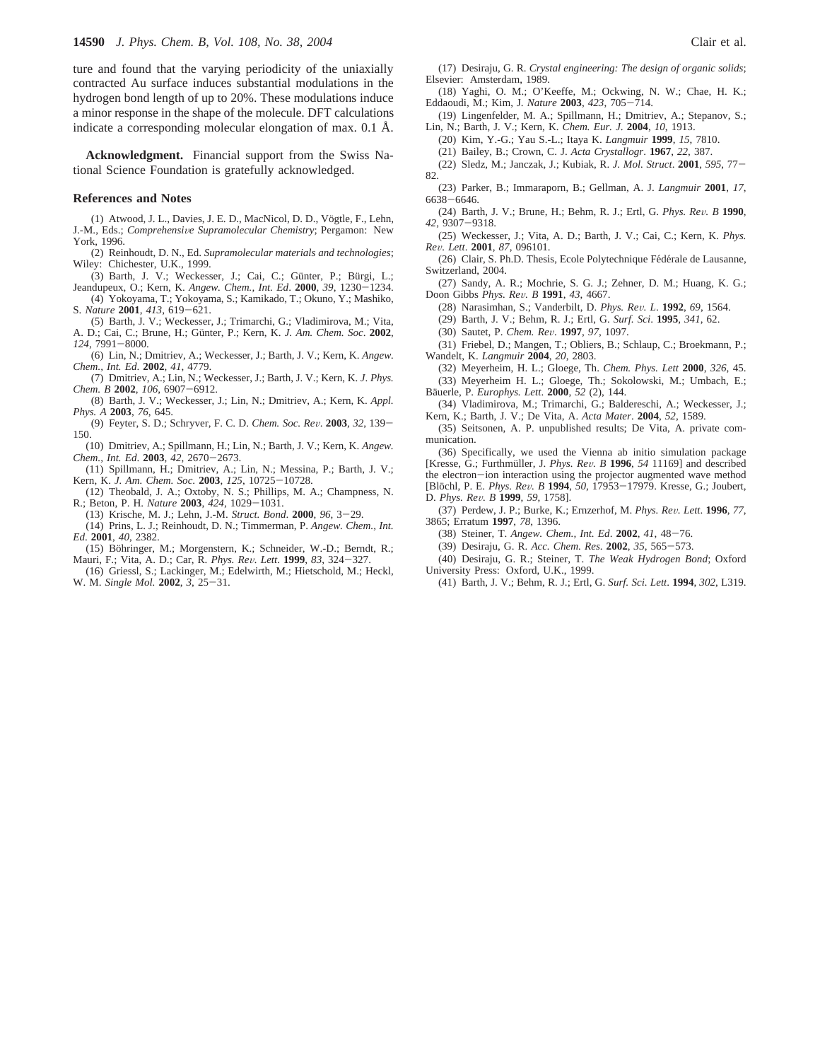ture and found that the varying periodicity of the uniaxially contracted Au surface induces substantial modulations in the hydrogen bond length of up to 20%. These modulations induce a minor response in the shape of the molecule. DFT calculations indicate a corresponding molecular elongation of max. 0.1 Å.

**Acknowledgment.** Financial support from the Swiss National Science Foundation is gratefully acknowledged.

## References and Notes

(1) Atwood, J. L., Davies, J. E. D., MacNicol, D. D., Vögtle, F., Lehn, J.-M., Eds.; *Comprehensive Supramolecular Chemistry*; Pergamon: New York, 1996.

(2) Reinhoudt, D. N., Ed. *Supramolecular materials and technologies*; Wiley: Chichester, U.K., 1999.

(3) Barth, J. V.; Weckesser, J.; Cai, C.; Günter, P.; Bürgi, L.; Jeandupeux, O.; Kern, K. *Angew. Chem., Int. Ed*. **2000**, *39*, 1230−1234.

(4) Yokoyama, T.; Yokoyama, S.; Kamikado, T.; Okuno, Y.; Mashiko, S. *Nature* **2001**, *413*, 619−621.

(5) Barth, J. V.; Weckesser, J.; Trimarchi, G.; Vladimirova, M.; Vita, A. D.; Cai, C.; Brune, H.; Günter, P.; Kern, K. *J. Am. Chem. Soc*. **2002**, *124*, 7991−8000.

(6) Lin, N.; Dmitriev, A.; Weckesser, J.; Barth, J. V.; Kern, K. *Angew. Chem., Int. Ed.* **2002**, *41*, 4779.

(7) Dmitriev, A.; Lin, N.; Weckesser, J.; Barth, J. V.; Kern, K. *J. Phys. Chem. B* **2002**, *106*, 6907−6912.

(8) Barth, J. V.; Weckesser, J.; Lin, N.; Dmitriev, A.; Kern, K. *Appl. Phys. A* **2003**, *76*, 645.

(9) Feyter, S. D.; Schryver, F. C. D. *Chem. Soc. Rev*. **2003**, *32*, 139−150.

(10) Dmitriev, A.; Spillmann, H.; Lin, N.; Barth, J. V.; Kern, K. *Angew. Chem., Int. Ed*. **2003**, *42*, 2670−2673.

(11) Spillmann, H.; Dmitriev, A.; Lin, N.; Messina, P.; Barth, J. V.; Kern, K. *J. Am. Chem. Soc*. **2003**, *125*, 10725−10728.

(12) Theobald, J. A.; Oxtoby, N. S.; Phillips, M. A.; Champness, N. R.; Beton, P. H. *Nature* **2003**, *424*, 1029−1031.

(13) Krische, M. J.; Lehn, J.-M. *Struct. Bond.* **2000**, *96*, 3−29.

(14) Prins, L. J.; Reinhoudt, D. N.; Timmerman, P. *Angew. Chem., Int. Ed*. **2001**, *40*, 2382.

(15) Böhringer, M.; Morgenstern, K.; Schneider, W.-D.; Berndt, R.; Mauri, F.; Vita, A. D.; Car, R. *Phys. Rev. Lett*. **1999**, *83*, 324−327.

(16) Griessl, S.; Lackinger, M.; Edelwirth, M.; Hietschold, M.; Heckl, W. M. *Single Mol.* **2002**, *3*, 25−31.

(17) Desiraju, G. R. *Crystal engineering: The design of organic solids*; Elsevier: Amsterdam, 1989.

(18) Yaghi, O. M.; O'Keeffe, M.; Ockwing, N. W.; Chae, H. K.; Eddaoudi, M.; Kim, J. *Nature* **2003**, *423*, 705−714.

(19) Lingenfelder, M. A.; Spillmann, H.; Dmitriev, A.; Stepanov, S.; Lin, N.; Barth, J. V.; Kern, K. *Chem. Eur. J*. **2004**, *10*, 1913.

(20) Kim, Y.-G.; Yau S.-L.; Itaya K. *Langmuir* **1999**, *15*, 7810.

(21) Bailey, B.; Crown, C. J. *Acta Crystallogr*. **1967**, *22*, 387.

(22) Sledz, M.; Janczak, J.; Kubiak, R. *J. Mol. Struct*. **2001**, *595*, 77−82.

(23) Parker, B.; Immaraporn, B.; Gellman, A. J. *Langmuir* **2001**, *17*, 6638−6646.

(24) Barth, J. V.; Brune, H.; Behm, R. J.; Ertl, G. *Phys. Rev. B* **1990**, *42*, 9307−9318.

(25) Weckesser, J.; Vita, A. D.; Barth, J. V.; Cai, C.; Kern, K. *Phys. Rev. Lett*. **2001**, *87*, 096101.

(26) Clair, S. Ph.D. Thesis, Ecole Polytechnique Fédérale de Lausanne, Switzerland, 2004.

(27) Sandy, A. R.; Mochrie, S. G. J.; Zehner, D. M.; Huang, K. G.; Doon Gibbs *Phys. Rev. B* **1991**, *43*, 4667.

(28) Narasimhan, S.; Vanderbilt, D. *Phys. Rev. L*. **1992**, *69*, 1564.

(29) Barth, J. V.; Behm, R. J.; Ertl, G. *Surf. Sci*. **1995**, *341*, 62.

(30) Sautet, P. *Chem. Rev*. **1997**, *97*, 1097.

(31) Friebel, D.; Mangen, T.; Obliers, B.; Schlaup, C.; Broekmann, P.; Wandelt, K. *Langmuir* **2004**, *20*, 2803.

(32) Meyerheim, H. L.; Gloege, Th. *Chem. Phys. Lett* **2000**, *326*, 45.

(33) Meyerheim H. L.; Gloege, Th.; Sokolowski, M.; Umbach, E.; Bäuerle, P. *Europhys. Lett*. **2000**, *52* (2), 144.

(34) Vladimirova, M.; Trimarchi, G.; Baldereschi, A.; Weckesser, J.; Kern, K.; Barth, J. V.; De Vita, A. *Acta Mater*. **2004**, *52*, 1589.

(35) Seitsonen, A. P. unpublished results; De Vita, A. private communication.

(36) Specifically, we used the Vienna ab initio simulation package [Kresse, G.; Furthmüller, J. *Phys. Rev. B* **1996**, *54* 11169] and described the electron−ion interaction using the projector augmented wave method [Blöchl, P. E. *Phys. Rev. B* **1994**, *50*, 17953−17979. Kresse, G.; Joubert, D. *Phys. Rev. B* **1999**, *59*, 1758].

(37) Perdew, J. P.; Burke, K.; Ernzerhof, M. *Phys. Rev. Lett*. **1996**, *77*, 3865; Erratum **1997**, *78*, 1396.

(38) Steiner, T. *Angew. Chem., Int. Ed*. **2002**, *41*, 48−76.

(39) Desiraju, G. R. *Acc. Chem. Res*. **2002**, *35*, 565−573.

(40) Desiraju, G. R.; Steiner, T. *The Weak Hydrogen Bond*; Oxford University Press: Oxford, U.K., 1999.

(41) Barth, J. V.; Behm, R. J.; Ertl, G. *Surf. Sci. Lett*. **1994**, *302*, L319.